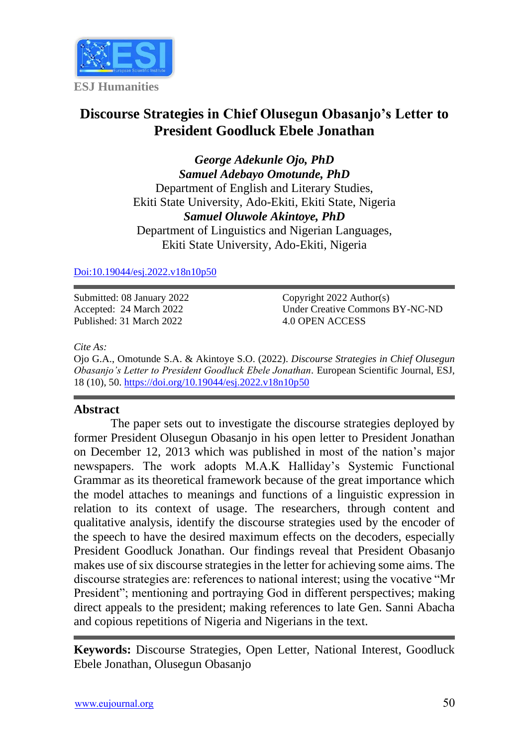ESJ Humanities

# Discourse Strategies in Chief Olusegun Obasanjo's Letter to President Goodluck Ebele Jonathan

***George Adekunle Ojo, PhD***
***Samuel Adebayo Omotunde, PhD***
Department of English and Literary Studies,
Ekiti State University, Ado-Ekiti, Ekiti State, Nigeria
***Samuel Oluwole Akintoye, PhD***
Department of Linguistics and Nigerian Languages,
Ekiti State University, Ado-Ekiti, Nigeria

Doi:10.19044/esj.2022.v18n10p50

Submitted: 08 January 2022
Accepted: 24 March 2022
Published: 31 March 2022

Copyright 2022 Author(s)
Under Creative Commons BY-NC-ND
4.0 OPEN ACCESS

*Cite As:*
Ojo G.A., Omotunde S.A. & Akintoye S.O. (2022). *Discourse Strategies in Chief Olusegun Obasanjo's Letter to President Goodluck Ebele Jonathan*. European Scientific Journal, ESJ, 18 (10), 50. https://doi.org/10.19044/esj.2022.v18n10p50

## Abstract

The paper sets out to investigate the discourse strategies deployed by former President Olusegun Obasanjo in his open letter to President Jonathan on December 12, 2013 which was published in most of the nation's major newspapers. The work adopts M.A.K Halliday's Systemic Functional Grammar as its theoretical framework because of the great importance which the model attaches to meanings and functions of a linguistic expression in relation to its context of usage. The researchers, through content and qualitative analysis, identify the discourse strategies used by the encoder of the speech to have the desired maximum effects on the decoders, especially President Goodluck Jonathan. Our findings reveal that President Obasanjo makes use of six discourse strategies in the letter for achieving some aims. The discourse strategies are: references to national interest; using the vocative "Mr President"; mentioning and portraying God in different perspectives; making direct appeals to the president; making references to late Gen. Sanni Abacha and copious repetitions of Nigeria and Nigerians in the text.

**Keywords:** Discourse Strategies, Open Letter, National Interest, Goodluck Ebele Jonathan, Olusegun Obasanjo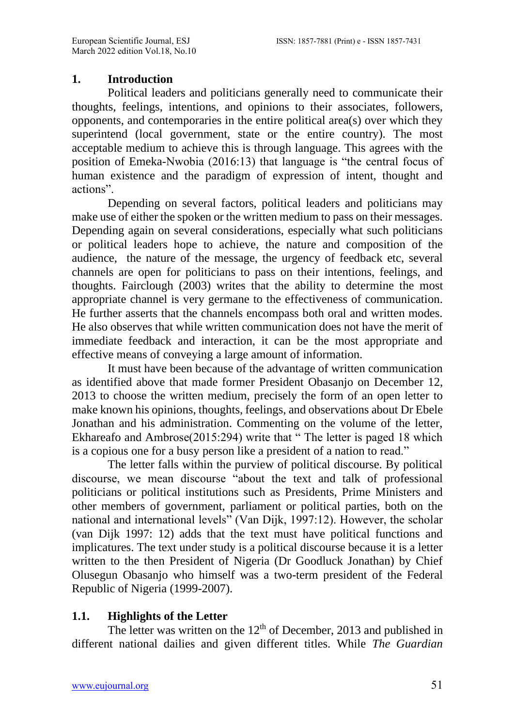## 1. Introduction

Political leaders and politicians generally need to communicate their thoughts, feelings, intentions, and opinions to their associates, followers, opponents, and contemporaries in the entire political area(s) over which they superintend (local government, state or the entire country). The most acceptable medium to achieve this is through language. This agrees with the position of Emeka-Nwobia (2016:13) that language is "the central focus of human existence and the paradigm of expression of intent, thought and actions".

Depending on several factors, political leaders and politicians may make use of either the spoken or the written medium to pass on their messages. Depending again on several considerations, especially what such politicians or political leaders hope to achieve, the nature and composition of the audience, the nature of the message, the urgency of feedback etc, several channels are open for politicians to pass on their intentions, feelings, and thoughts. Fairclough (2003) writes that the ability to determine the most appropriate channel is very germane to the effectiveness of communication. He further asserts that the channels encompass both oral and written modes. He also observes that while written communication does not have the merit of immediate feedback and interaction, it can be the most appropriate and effective means of conveying a large amount of information.

It must have been because of the advantage of written communication as identified above that made former President Obasanjo on December 12, 2013 to choose the written medium, precisely the form of an open letter to make known his opinions, thoughts, feelings, and observations about Dr Ebele Jonathan and his administration. Commenting on the volume of the letter, Ekhareafo and Ambrose(2015:294) write that " The letter is paged 18 which is a copious one for a busy person like a president of a nation to read."

The letter falls within the purview of political discourse. By political discourse, we mean discourse "about the text and talk of professional politicians or political institutions such as Presidents, Prime Ministers and other members of government, parliament or political parties, both on the national and international levels" (Van Dijk, 1997:12). However, the scholar (van Dijk 1997: 12) adds that the text must have political functions and implicatures. The text under study is a political discourse because it is a letter written to the then President of Nigeria (Dr Goodluck Jonathan) by Chief Olusegun Obasanjo who himself was a two-term president of the Federal Republic of Nigeria (1999-2007).

### 1.1. Highlights of the Letter

The letter was written on the 12th of December, 2013 and published in different national dailies and given different titles. While *The Guardian*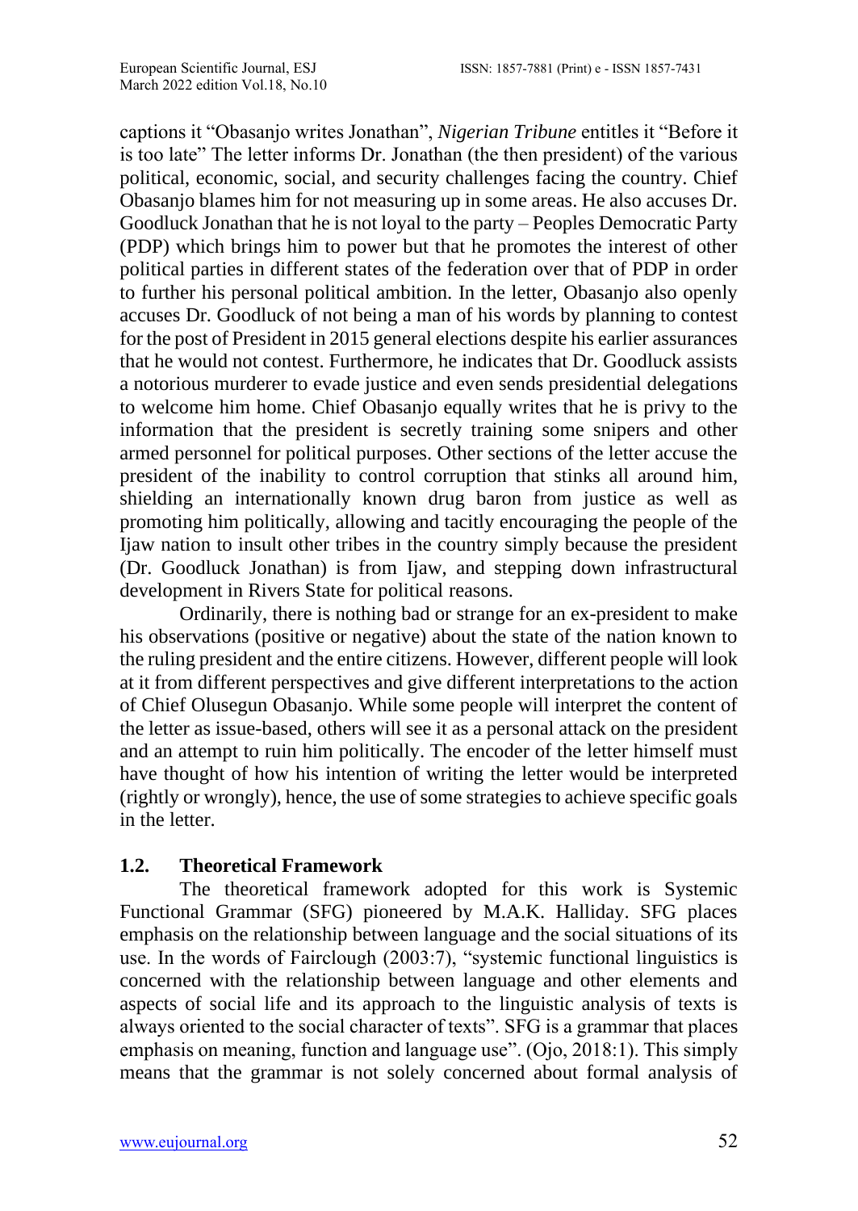captions it "Obasanjo writes Jonathan", *Nigerian Tribune* entitles it "Before it is too late" The letter informs Dr. Jonathan (the then president) of the various political, economic, social, and security challenges facing the country. Chief Obasanjo blames him for not measuring up in some areas. He also accuses Dr. Goodluck Jonathan that he is not loyal to the party – Peoples Democratic Party (PDP) which brings him to power but that he promotes the interest of other political parties in different states of the federation over that of PDP in order to further his personal political ambition. In the letter, Obasanjo also openly accuses Dr. Goodluck of not being a man of his words by planning to contest for the post of President in 2015 general elections despite his earlier assurances that he would not contest. Furthermore, he indicates that Dr. Goodluck assists a notorious murderer to evade justice and even sends presidential delegations to welcome him home. Chief Obasanjo equally writes that he is privy to the information that the president is secretly training some snipers and other armed personnel for political purposes. Other sections of the letter accuse the president of the inability to control corruption that stinks all around him, shielding an internationally known drug baron from justice as well as promoting him politically, allowing and tacitly encouraging the people of the Ijaw nation to insult other tribes in the country simply because the president (Dr. Goodluck Jonathan) is from Ijaw, and stepping down infrastructural development in Rivers State for political reasons.

Ordinarily, there is nothing bad or strange for an ex-president to make his observations (positive or negative) about the state of the nation known to the ruling president and the entire citizens. However, different people will look at it from different perspectives and give different interpretations to the action of Chief Olusegun Obasanjo. While some people will interpret the content of the letter as issue-based, others will see it as a personal attack on the president and an attempt to ruin him politically. The encoder of the letter himself must have thought of how his intention of writing the letter would be interpreted (rightly or wrongly), hence, the use of some strategies to achieve specific goals in the letter.

### 1.2. Theoretical Framework

The theoretical framework adopted for this work is Systemic Functional Grammar (SFG) pioneered by M.A.K. Halliday. SFG places emphasis on the relationship between language and the social situations of its use. In the words of Fairclough (2003:7), "systemic functional linguistics is concerned with the relationship between language and other elements and aspects of social life and its approach to the linguistic analysis of texts is always oriented to the social character of texts". SFG is a grammar that places emphasis on meaning, function and language use". (Ojo, 2018:1). This simply means that the grammar is not solely concerned about formal analysis of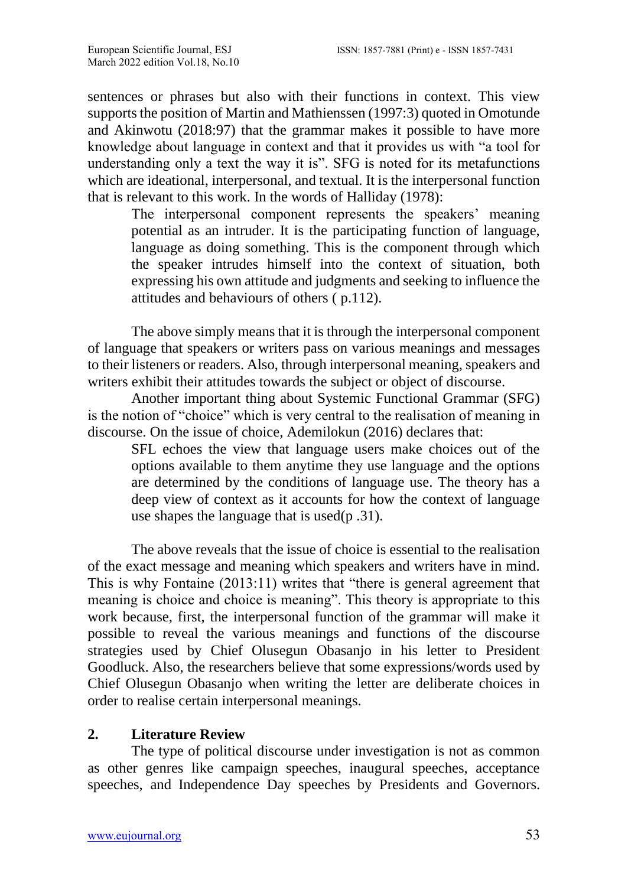sentences or phrases but also with their functions in context. This view supports the position of Martin and Mathienssen (1997:3) quoted in Omotunde and Akinwotu (2018:97) that the grammar makes it possible to have more knowledge about language in context and that it provides us with "a tool for understanding only a text the way it is". SFG is noted for its metafunctions which are ideational, interpersonal, and textual. It is the interpersonal function that is relevant to this work. In the words of Halliday (1978):

> The interpersonal component represents the speakers' meaning potential as an intruder. It is the participating function of language, language as doing something. This is the component through which the speaker intrudes himself into the context of situation, both expressing his own attitude and judgments and seeking to influence the attitudes and behaviours of others ( p.112).

The above simply means that it is through the interpersonal component of language that speakers or writers pass on various meanings and messages to their listeners or readers. Also, through interpersonal meaning, speakers and writers exhibit their attitudes towards the subject or object of discourse.

Another important thing about Systemic Functional Grammar (SFG) is the notion of "choice" which is very central to the realisation of meaning in discourse. On the issue of choice, Ademilokun (2016) declares that:

> SFL echoes the view that language users make choices out of the options available to them anytime they use language and the options are determined by the conditions of language use. The theory has a deep view of context as it accounts for how the context of language use shapes the language that is used(p .31).

The above reveals that the issue of choice is essential to the realisation of the exact message and meaning which speakers and writers have in mind. This is why Fontaine (2013:11) writes that "there is general agreement that meaning is choice and choice is meaning". This theory is appropriate to this work because, first, the interpersonal function of the grammar will make it possible to reveal the various meanings and functions of the discourse strategies used by Chief Olusegun Obasanjo in his letter to President Goodluck. Also, the researchers believe that some expressions/words used by Chief Olusegun Obasanjo when writing the letter are deliberate choices in order to realise certain interpersonal meanings.

## 2. Literature Review

The type of political discourse under investigation is not as common as other genres like campaign speeches, inaugural speeches, acceptance speeches, and Independence Day speeches by Presidents and Governors.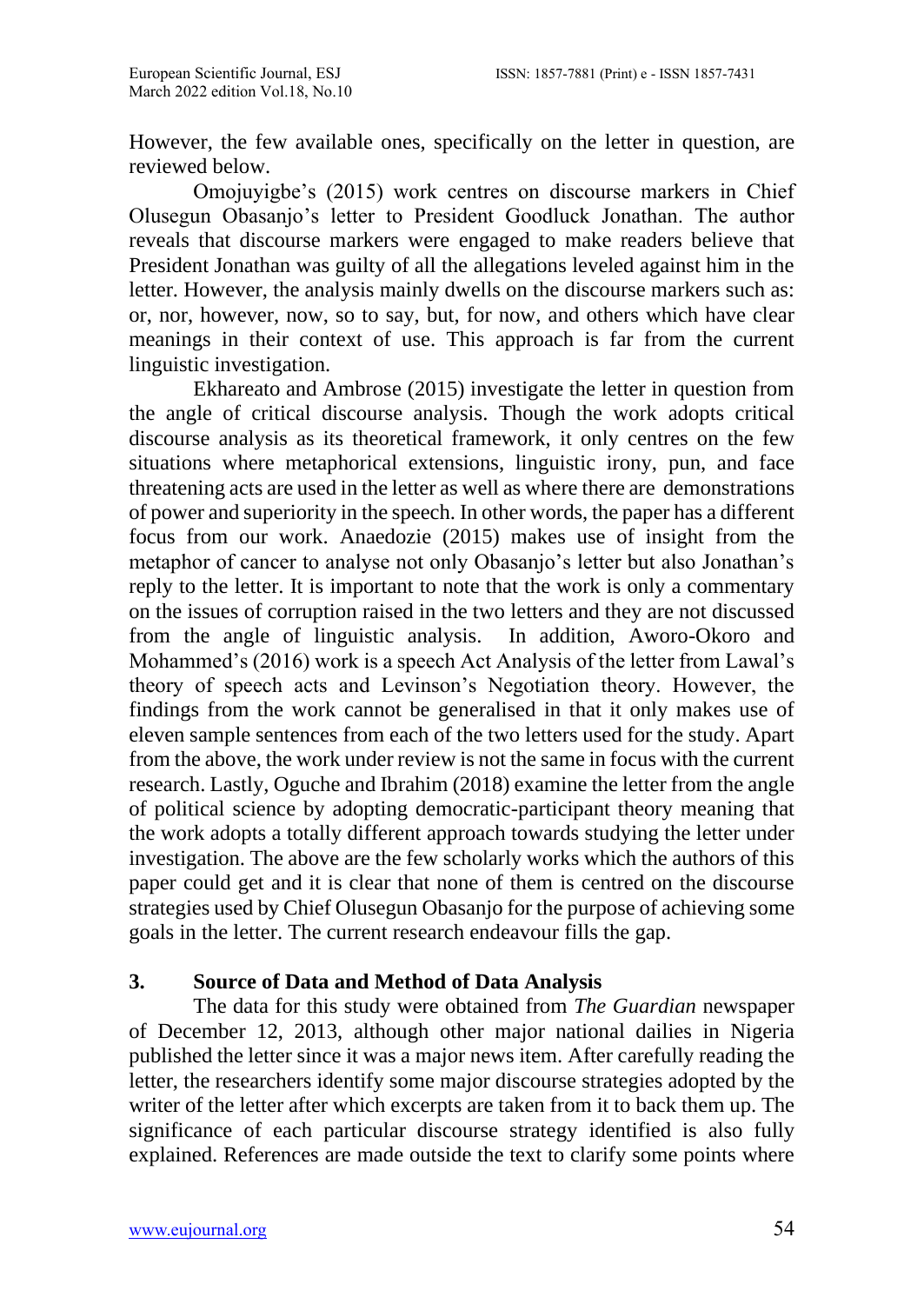However, the few available ones, specifically on the letter in question, are reviewed below.

Omojuyigbe's (2015) work centres on discourse markers in Chief Olusegun Obasanjo's letter to President Goodluck Jonathan. The author reveals that discourse markers were engaged to make readers believe that President Jonathan was guilty of all the allegations leveled against him in the letter. However, the analysis mainly dwells on the discourse markers such as: or, nor, however, now, so to say, but, for now, and others which have clear meanings in their context of use. This approach is far from the current linguistic investigation.

Ekhareato and Ambrose (2015) investigate the letter in question from the angle of critical discourse analysis. Though the work adopts critical discourse analysis as its theoretical framework, it only centres on the few situations where metaphorical extensions, linguistic irony, pun, and face threatening acts are used in the letter as well as where there are demonstrations of power and superiority in the speech. In other words, the paper has a different focus from our work. Anaedozie (2015) makes use of insight from the metaphor of cancer to analyse not only Obasanjo's letter but also Jonathan's reply to the letter. It is important to note that the work is only a commentary on the issues of corruption raised in the two letters and they are not discussed from the angle of linguistic analysis. In addition, Aworo-Okoro and Mohammed's (2016) work is a speech Act Analysis of the letter from Lawal's theory of speech acts and Levinson's Negotiation theory. However, the findings from the work cannot be generalised in that it only makes use of eleven sample sentences from each of the two letters used for the study. Apart from the above, the work under review is not the same in focus with the current research. Lastly, Oguche and Ibrahim (2018) examine the letter from the angle of political science by adopting democratic-participant theory meaning that the work adopts a totally different approach towards studying the letter under investigation. The above are the few scholarly works which the authors of this paper could get and it is clear that none of them is centred on the discourse strategies used by Chief Olusegun Obasanjo for the purpose of achieving some goals in the letter. The current research endeavour fills the gap.

## 3. Source of Data and Method of Data Analysis

The data for this study were obtained from *The Guardian* newspaper of December 12, 2013, although other major national dailies in Nigeria published the letter since it was a major news item. After carefully reading the letter, the researchers identify some major discourse strategies adopted by the writer of the letter after which excerpts are taken from it to back them up. The significance of each particular discourse strategy identified is also fully explained. References are made outside the text to clarify some points where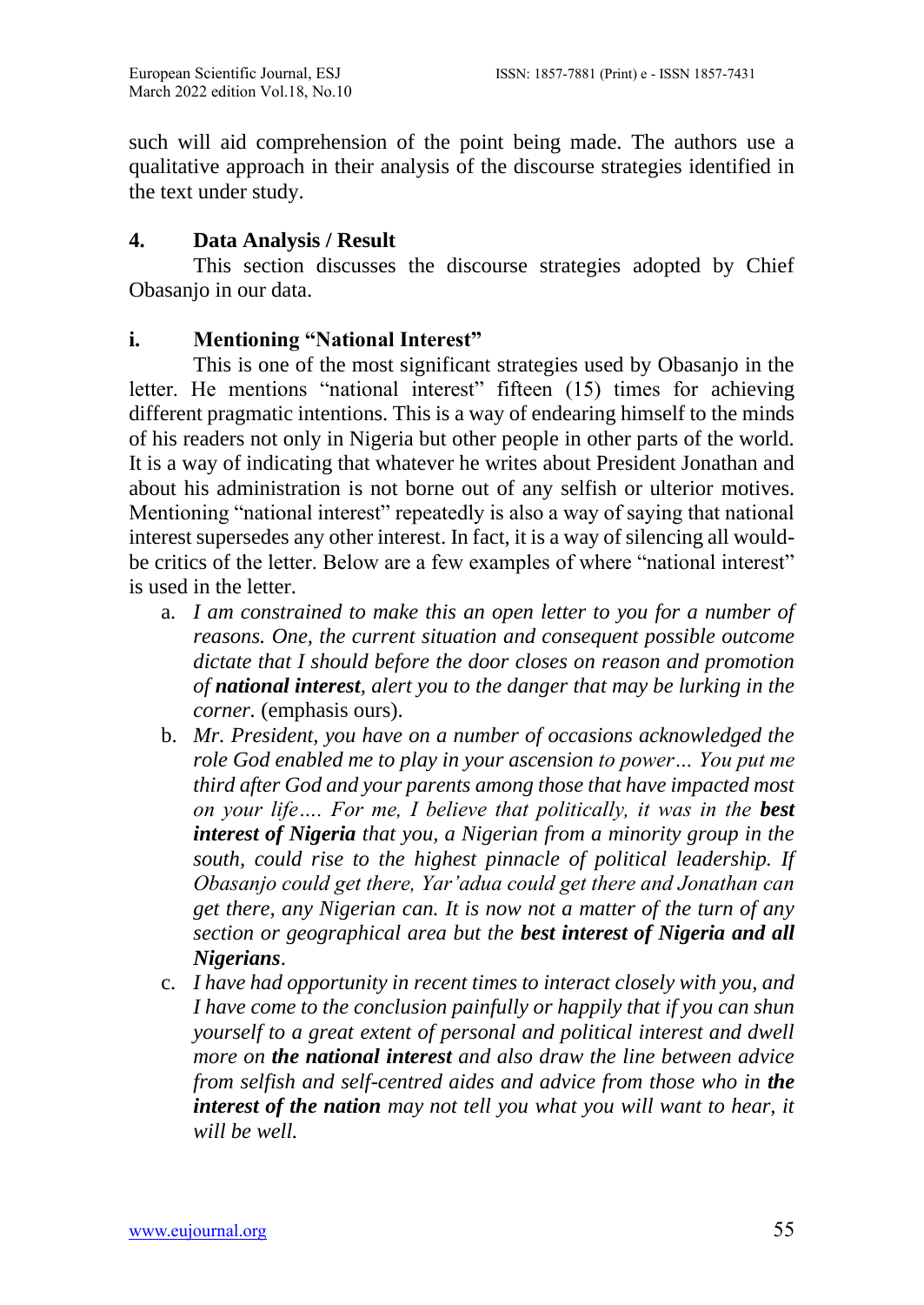such will aid comprehension of the point being made. The authors use a qualitative approach in their analysis of the discourse strategies identified in the text under study.

## 4. Data Analysis / Result

This section discusses the discourse strategies adopted by Chief Obasanjo in our data.

### i. Mentioning "National Interest"

This is one of the most significant strategies used by Obasanjo in the letter. He mentions "national interest" fifteen (15) times for achieving different pragmatic intentions. This is a way of endearing himself to the minds of his readers not only in Nigeria but other people in other parts of the world. It is a way of indicating that whatever he writes about President Jonathan and about his administration is not borne out of any selfish or ulterior motives. Mentioning "national interest" repeatedly is also a way of saying that national interest supersedes any other interest. In fact, it is a way of silencing all would-be critics of the letter. Below are a few examples of where "national interest" is used in the letter.

a. *I am constrained to make this an open letter to you for a number of reasons. One, the current situation and consequent possible outcome dictate that I should before the door closes on reason and promotion of **national interest**, alert you to the danger that may be lurking in the corner.* (emphasis ours).

b. *Mr. President, you have on a number of occasions acknowledged the role God enabled me to play in your ascension to power… You put me third after God and your parents among those that have impacted most on your life…. For me, I believe that politically, it was in the **best interest of Nigeria** that you, a Nigerian from a minority group in the south, could rise to the highest pinnacle of political leadership. If Obasanjo could get there, Yar'adua could get there and Jonathan can get there, any Nigerian can. It is now not a matter of the turn of any section or geographical area but the **best interest of Nigeria and all Nigerians**.*

c. *I have had opportunity in recent times to interact closely with you, and I have come to the conclusion painfully or happily that if you can shun yourself to a great extent of personal and political interest and dwell more on **the national interest** and also draw the line between advice from selfish and self-centred aides and advice from those who in **the interest of the nation** may not tell you what you will want to hear, it will be well.*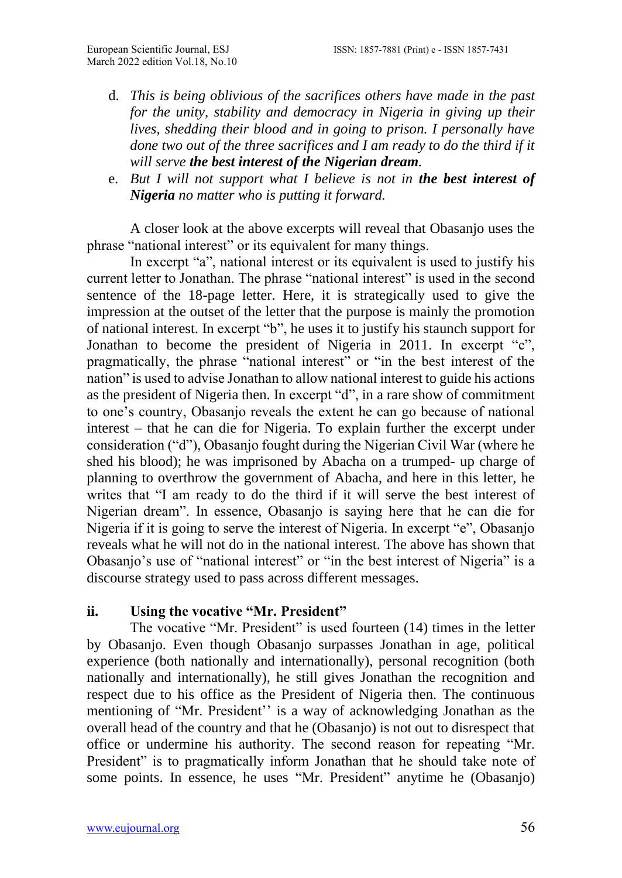d. *This is being oblivious of the sacrifices others have made in the past for the unity, stability and democracy in Nigeria in giving up their lives, shedding their blood and in going to prison. I personally have done two out of the three sacrifices and I am ready to do the third if it will serve **the best interest of the Nigerian dream**.*
e. *But I will not support what I believe is not in **the best interest of Nigeria** no matter who is putting it forward.*

A closer look at the above excerpts will reveal that Obasanjo uses the phrase "national interest" or its equivalent for many things.

In excerpt "a", national interest or its equivalent is used to justify his current letter to Jonathan. The phrase "national interest" is used in the second sentence of the 18-page letter. Here, it is strategically used to give the impression at the outset of the letter that the purpose is mainly the promotion of national interest. In excerpt "b", he uses it to justify his staunch support for Jonathan to become the president of Nigeria in 2011. In excerpt "c", pragmatically, the phrase "national interest" or "in the best interest of the nation" is used to advise Jonathan to allow national interest to guide his actions as the president of Nigeria then. In excerpt "d", in a rare show of commitment to one's country, Obasanjo reveals the extent he can go because of national interest – that he can die for Nigeria. To explain further the excerpt under consideration ("d"), Obasanjo fought during the Nigerian Civil War (where he shed his blood); he was imprisoned by Abacha on a trumped- up charge of planning to overthrow the government of Abacha, and here in this letter, he writes that "I am ready to do the third if it will serve the best interest of Nigerian dream". In essence, Obasanjo is saying here that he can die for Nigeria if it is going to serve the interest of Nigeria. In excerpt "e", Obasanjo reveals what he will not do in the national interest. The above has shown that Obasanjo's use of "national interest" or "in the best interest of Nigeria" is a discourse strategy used to pass across different messages.

### ii. Using the vocative "Mr. President"

The vocative "Mr. President" is used fourteen (14) times in the letter by Obasanjo. Even though Obasanjo surpasses Jonathan in age, political experience (both nationally and internationally), personal recognition (both nationally and internationally), he still gives Jonathan the recognition and respect due to his office as the President of Nigeria then. The continuous mentioning of "Mr. President'' is a way of acknowledging Jonathan as the overall head of the country and that he (Obasanjo) is not out to disrespect that office or undermine his authority. The second reason for repeating "Mr. President" is to pragmatically inform Jonathan that he should take note of some points. In essence, he uses "Mr. President" anytime he (Obasanjo)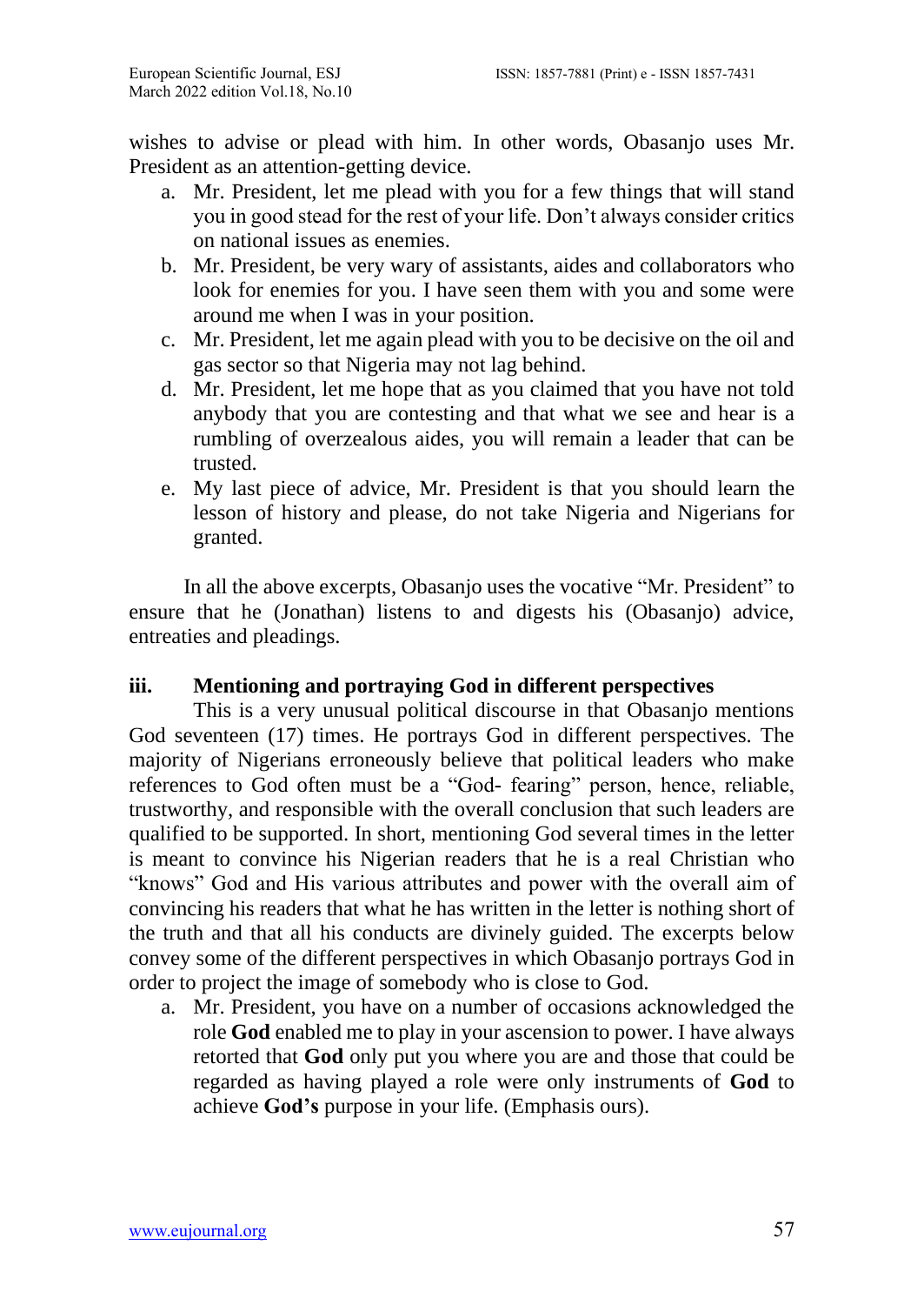wishes to advise or plead with him. In other words, Obasanjo uses Mr. President as an attention-getting device.

a. Mr. President, let me plead with you for a few things that will stand you in good stead for the rest of your life. Don't always consider critics on national issues as enemies.
b. Mr. President, be very wary of assistants, aides and collaborators who look for enemies for you. I have seen them with you and some were around me when I was in your position.
c. Mr. President, let me again plead with you to be decisive on the oil and gas sector so that Nigeria may not lag behind.
d. Mr. President, let me hope that as you claimed that you have not told anybody that you are contesting and that what we see and hear is a rumbling of overzealous aides, you will remain a leader that can be trusted.
e. My last piece of advice, Mr. President is that you should learn the lesson of history and please, do not take Nigeria and Nigerians for granted.

In all the above excerpts, Obasanjo uses the vocative "Mr. President" to ensure that he (Jonathan) listens to and digests his (Obasanjo) advice, entreaties and pleadings.

### iii. Mentioning and portraying God in different perspectives

This is a very unusual political discourse in that Obasanjo mentions God seventeen (17) times. He portrays God in different perspectives. The majority of Nigerians erroneously believe that political leaders who make references to God often must be a "God- fearing" person, hence, reliable, trustworthy, and responsible with the overall conclusion that such leaders are qualified to be supported. In short, mentioning God several times in the letter is meant to convince his Nigerian readers that he is a real Christian who "knows" God and His various attributes and power with the overall aim of convincing his readers that what he has written in the letter is nothing short of the truth and that all his conducts are divinely guided. The excerpts below convey some of the different perspectives in which Obasanjo portrays God in order to project the image of somebody who is close to God.

a. Mr. President, you have on a number of occasions acknowledged the role **God** enabled me to play in your ascension to power. I have always retorted that **God** only put you where you are and those that could be regarded as having played a role were only instruments of **God** to achieve **God's** purpose in your life. (Emphasis ours).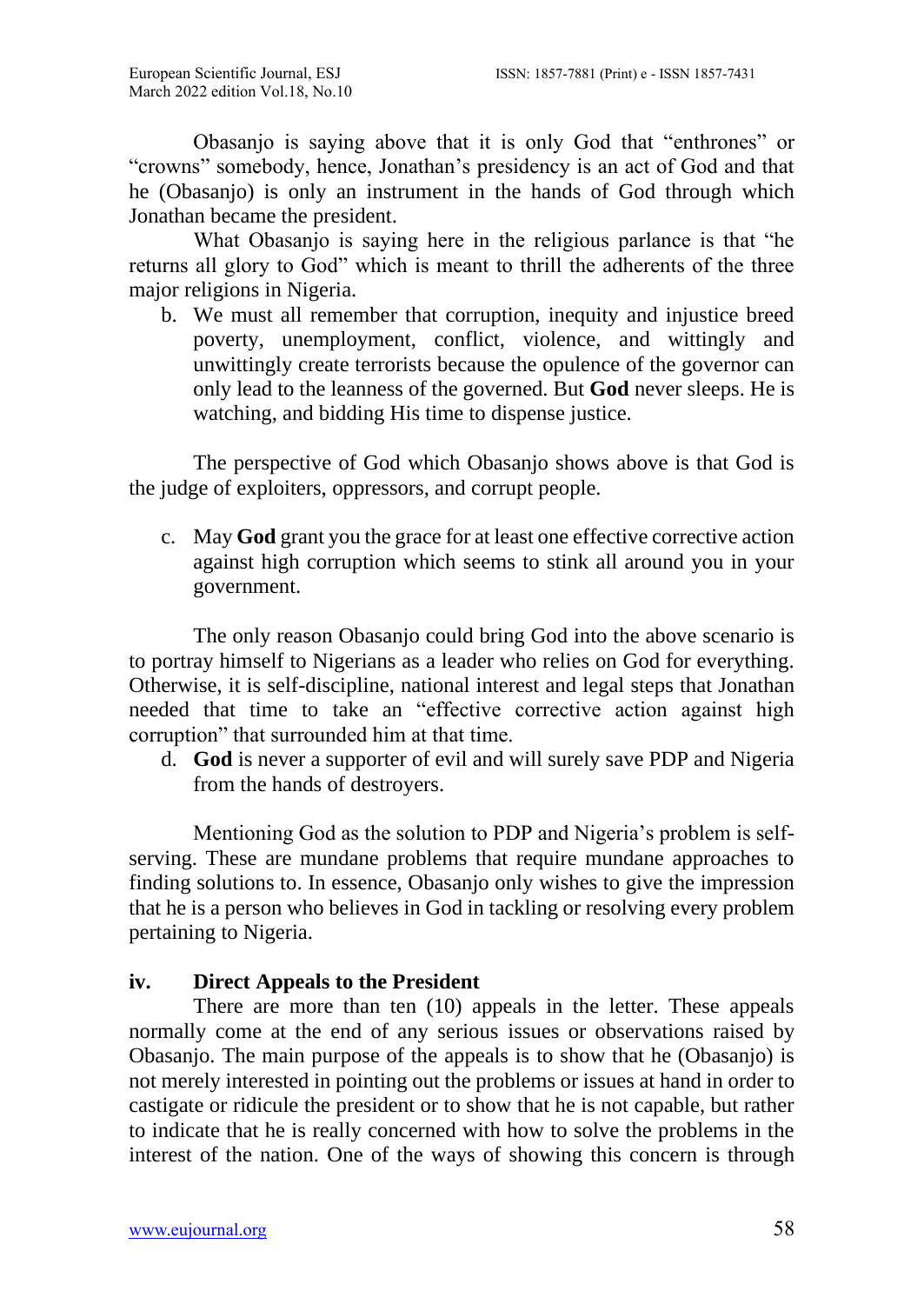Obasanjo is saying above that it is only God that "enthrones" or "crowns" somebody, hence, Jonathan's presidency is an act of God and that he (Obasanjo) is only an instrument in the hands of God through which Jonathan became the president.

What Obasanjo is saying here in the religious parlance is that "he returns all glory to God" which is meant to thrill the adherents of the three major religions in Nigeria.

b. We must all remember that corruption, inequity and injustice breed poverty, unemployment, conflict, violence, and wittingly and unwittingly create terrorists because the opulence of the governor can only lead to the leanness of the governed. But **God** never sleeps. He is watching, and bidding His time to dispense justice.

The perspective of God which Obasanjo shows above is that God is the judge of exploiters, oppressors, and corrupt people.

c. May **God** grant you the grace for at least one effective corrective action against high corruption which seems to stink all around you in your government.

The only reason Obasanjo could bring God into the above scenario is to portray himself to Nigerians as a leader who relies on God for everything. Otherwise, it is self-discipline, national interest and legal steps that Jonathan needed that time to take an "effective corrective action against high corruption" that surrounded him at that time.

d. **God** is never a supporter of evil and will surely save PDP and Nigeria from the hands of destroyers.

Mentioning God as the solution to PDP and Nigeria's problem is self-serving. These are mundane problems that require mundane approaches to finding solutions to. In essence, Obasanjo only wishes to give the impression that he is a person who believes in God in tackling or resolving every problem pertaining to Nigeria.

### iv. Direct Appeals to the President

There are more than ten (10) appeals in the letter. These appeals normally come at the end of any serious issues or observations raised by Obasanjo. The main purpose of the appeals is to show that he (Obasanjo) is not merely interested in pointing out the problems or issues at hand in order to castigate or ridicule the president or to show that he is not capable, but rather to indicate that he is really concerned with how to solve the problems in the interest of the nation. One of the ways of showing this concern is through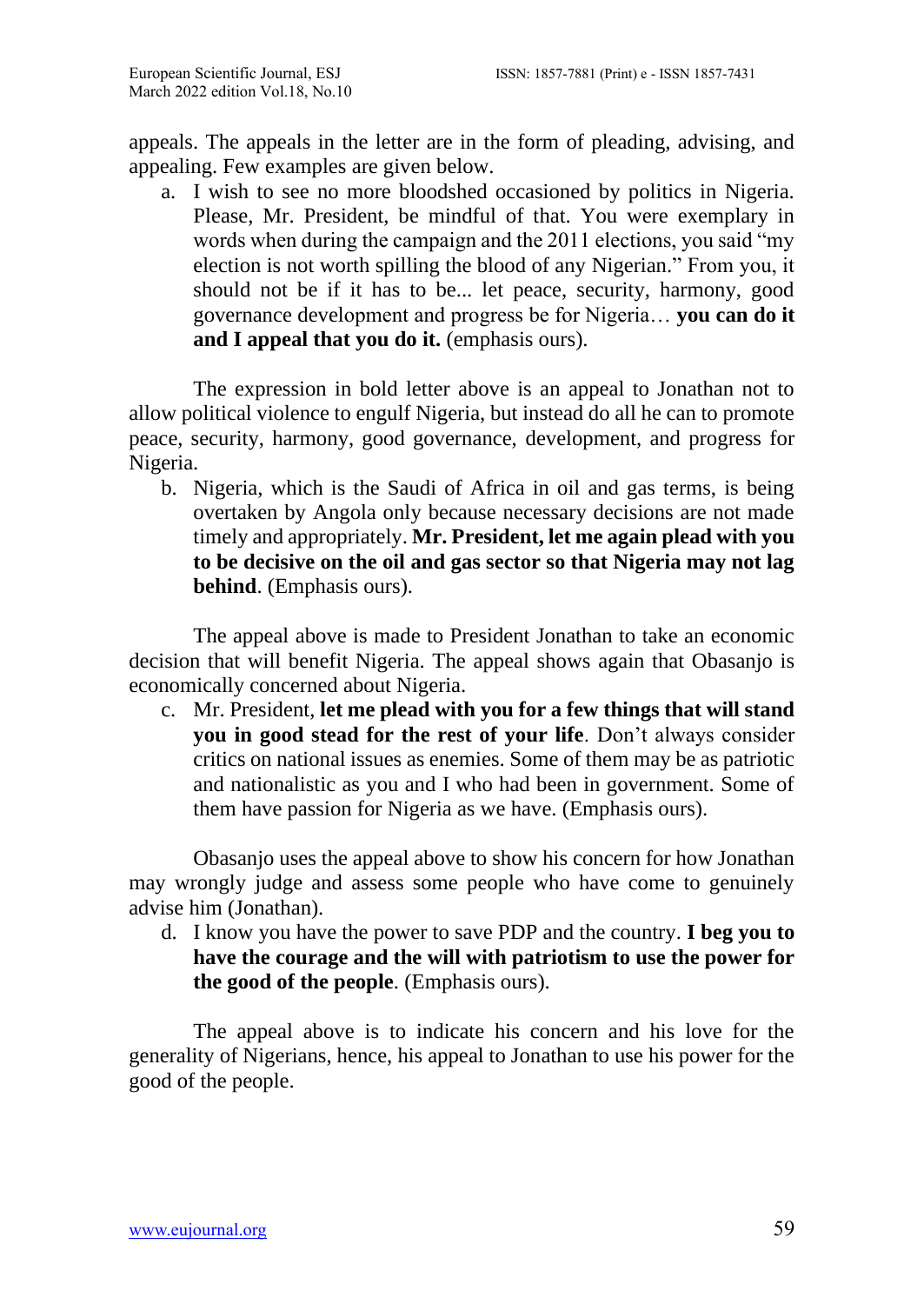appeals. The appeals in the letter are in the form of pleading, advising, and appealing. Few examples are given below.

a. I wish to see no more bloodshed occasioned by politics in Nigeria. Please, Mr. President, be mindful of that. You were exemplary in words when during the campaign and the 2011 elections, you said "my election is not worth spilling the blood of any Nigerian." From you, it should not be if it has to be... let peace, security, harmony, good governance development and progress be for Nigeria… **you can do it and I appeal that you do it.** (emphasis ours).

The expression in bold letter above is an appeal to Jonathan not to allow political violence to engulf Nigeria, but instead do all he can to promote peace, security, harmony, good governance, development, and progress for Nigeria.

b. Nigeria, which is the Saudi of Africa in oil and gas terms, is being overtaken by Angola only because necessary decisions are not made timely and appropriately. **Mr. President, let me again plead with you to be decisive on the oil and gas sector so that Nigeria may not lag behind**. (Emphasis ours).

The appeal above is made to President Jonathan to take an economic decision that will benefit Nigeria. The appeal shows again that Obasanjo is economically concerned about Nigeria.

c. Mr. President, **let me plead with you for a few things that will stand you in good stead for the rest of your life**. Don't always consider critics on national issues as enemies. Some of them may be as patriotic and nationalistic as you and I who had been in government. Some of them have passion for Nigeria as we have. (Emphasis ours).

Obasanjo uses the appeal above to show his concern for how Jonathan may wrongly judge and assess some people who have come to genuinely advise him (Jonathan).

d. I know you have the power to save PDP and the country. **I beg you to have the courage and the will with patriotism to use the power for the good of the people**. (Emphasis ours).

The appeal above is to indicate his concern and his love for the generality of Nigerians, hence, his appeal to Jonathan to use his power for the good of the people.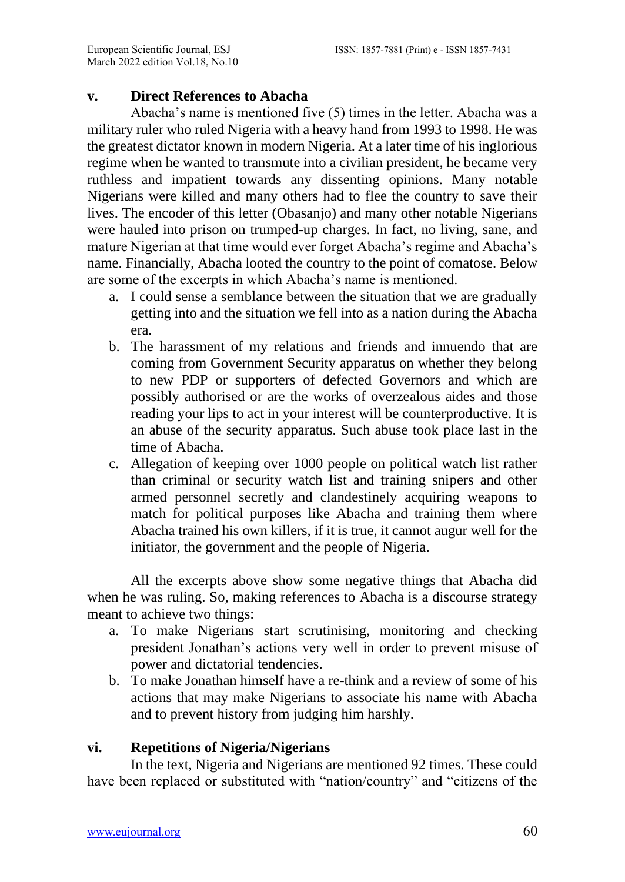### v. Direct References to Abacha

Abacha's name is mentioned five (5) times in the letter. Abacha was a military ruler who ruled Nigeria with a heavy hand from 1993 to 1998. He was the greatest dictator known in modern Nigeria. At a later time of his inglorious regime when he wanted to transmute into a civilian president, he became very ruthless and impatient towards any dissenting opinions. Many notable Nigerians were killed and many others had to flee the country to save their lives. The encoder of this letter (Obasanjo) and many other notable Nigerians were hauled into prison on trumped-up charges. In fact, no living, sane, and mature Nigerian at that time would ever forget Abacha's regime and Abacha's name. Financially, Abacha looted the country to the point of comatose. Below are some of the excerpts in which Abacha's name is mentioned.

a. I could sense a semblance between the situation that we are gradually getting into and the situation we fell into as a nation during the Abacha era.
b. The harassment of my relations and friends and innuendo that are coming from Government Security apparatus on whether they belong to new PDP or supporters of defected Governors and which are possibly authorised or are the works of overzealous aides and those reading your lips to act in your interest will be counterproductive. It is an abuse of the security apparatus. Such abuse took place last in the time of Abacha.
c. Allegation of keeping over 1000 people on political watch list rather than criminal or security watch list and training snipers and other armed personnel secretly and clandestinely acquiring weapons to match for political purposes like Abacha and training them where Abacha trained his own killers, if it is true, it cannot augur well for the initiator, the government and the people of Nigeria.

All the excerpts above show some negative things that Abacha did when he was ruling. So, making references to Abacha is a discourse strategy meant to achieve two things:

a. To make Nigerians start scrutinising, monitoring and checking president Jonathan's actions very well in order to prevent misuse of power and dictatorial tendencies.
b. To make Jonathan himself have a re-think and a review of some of his actions that may make Nigerians to associate his name with Abacha and to prevent history from judging him harshly.

### vi. Repetitions of Nigeria/Nigerians

In the text, Nigeria and Nigerians are mentioned 92 times. These could have been replaced or substituted with "nation/country" and "citizens of the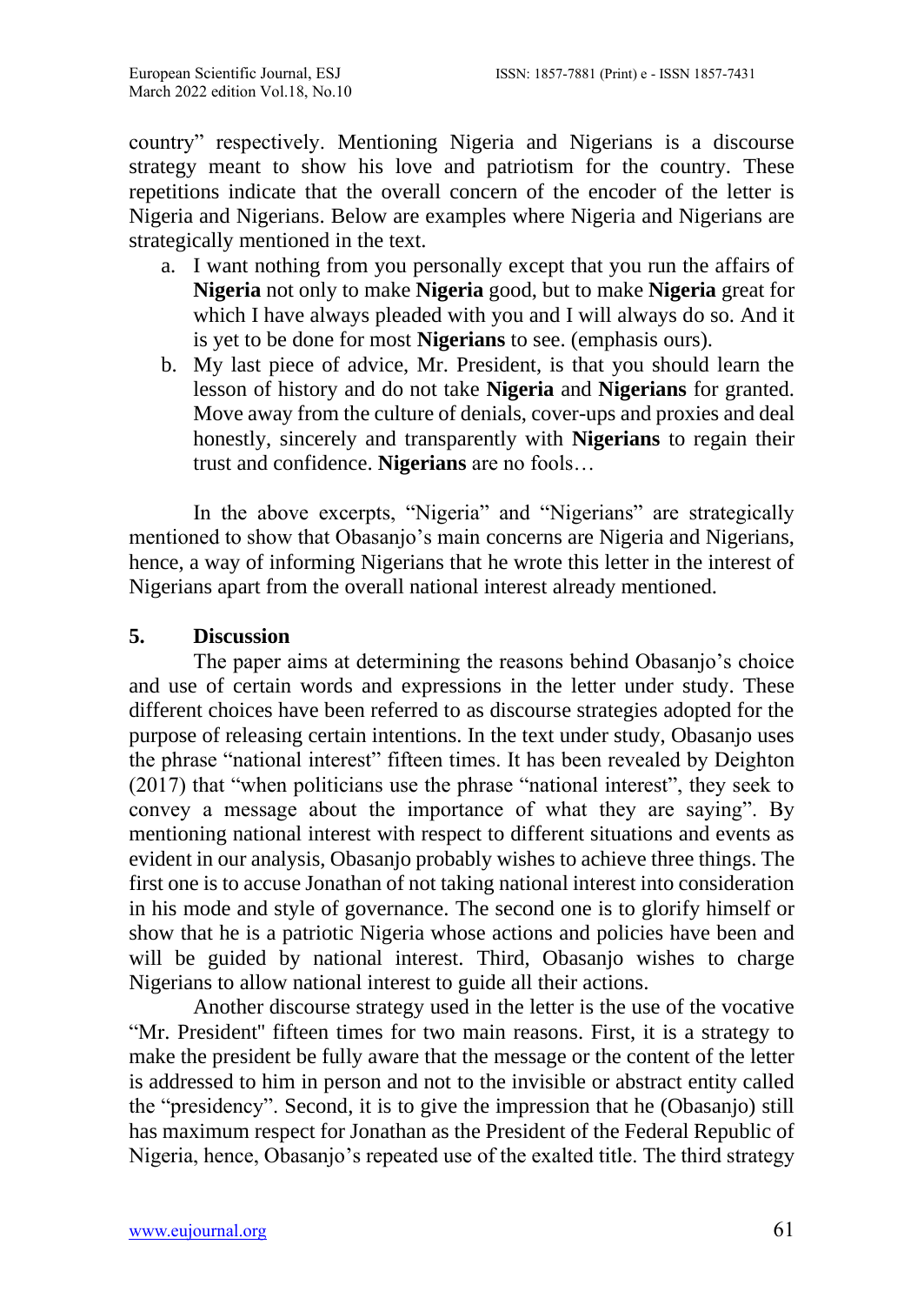country" respectively. Mentioning Nigeria and Nigerians is a discourse strategy meant to show his love and patriotism for the country. These repetitions indicate that the overall concern of the encoder of the letter is Nigeria and Nigerians. Below are examples where Nigeria and Nigerians are strategically mentioned in the text.

a. I want nothing from you personally except that you run the affairs of **Nigeria** not only to make **Nigeria** good, but to make **Nigeria** great for which I have always pleaded with you and I will always do so. And it is yet to be done for most **Nigerians** to see. (emphasis ours).
b. My last piece of advice, Mr. President, is that you should learn the lesson of history and do not take **Nigeria** and **Nigerians** for granted. Move away from the culture of denials, cover-ups and proxies and deal honestly, sincerely and transparently with **Nigerians** to regain their trust and confidence. **Nigerians** are no fools…

In the above excerpts, "Nigeria" and "Nigerians" are strategically mentioned to show that Obasanjo's main concerns are Nigeria and Nigerians, hence, a way of informing Nigerians that he wrote this letter in the interest of Nigerians apart from the overall national interest already mentioned.

## 5. Discussion

The paper aims at determining the reasons behind Obasanjo's choice and use of certain words and expressions in the letter under study. These different choices have been referred to as discourse strategies adopted for the purpose of releasing certain intentions. In the text under study, Obasanjo uses the phrase "national interest" fifteen times. It has been revealed by Deighton (2017) that "when politicians use the phrase "national interest", they seek to convey a message about the importance of what they are saying". By mentioning national interest with respect to different situations and events as evident in our analysis, Obasanjo probably wishes to achieve three things. The first one is to accuse Jonathan of not taking national interest into consideration in his mode and style of governance. The second one is to glorify himself or show that he is a patriotic Nigeria whose actions and policies have been and will be guided by national interest. Third, Obasanjo wishes to charge Nigerians to allow national interest to guide all their actions.

Another discourse strategy used in the letter is the use of the vocative "Mr. President" fifteen times for two main reasons. First, it is a strategy to make the president be fully aware that the message or the content of the letter is addressed to him in person and not to the invisible or abstract entity called the "presidency". Second, it is to give the impression that he (Obasanjo) still has maximum respect for Jonathan as the President of the Federal Republic of Nigeria, hence, Obasanjo's repeated use of the exalted title. The third strategy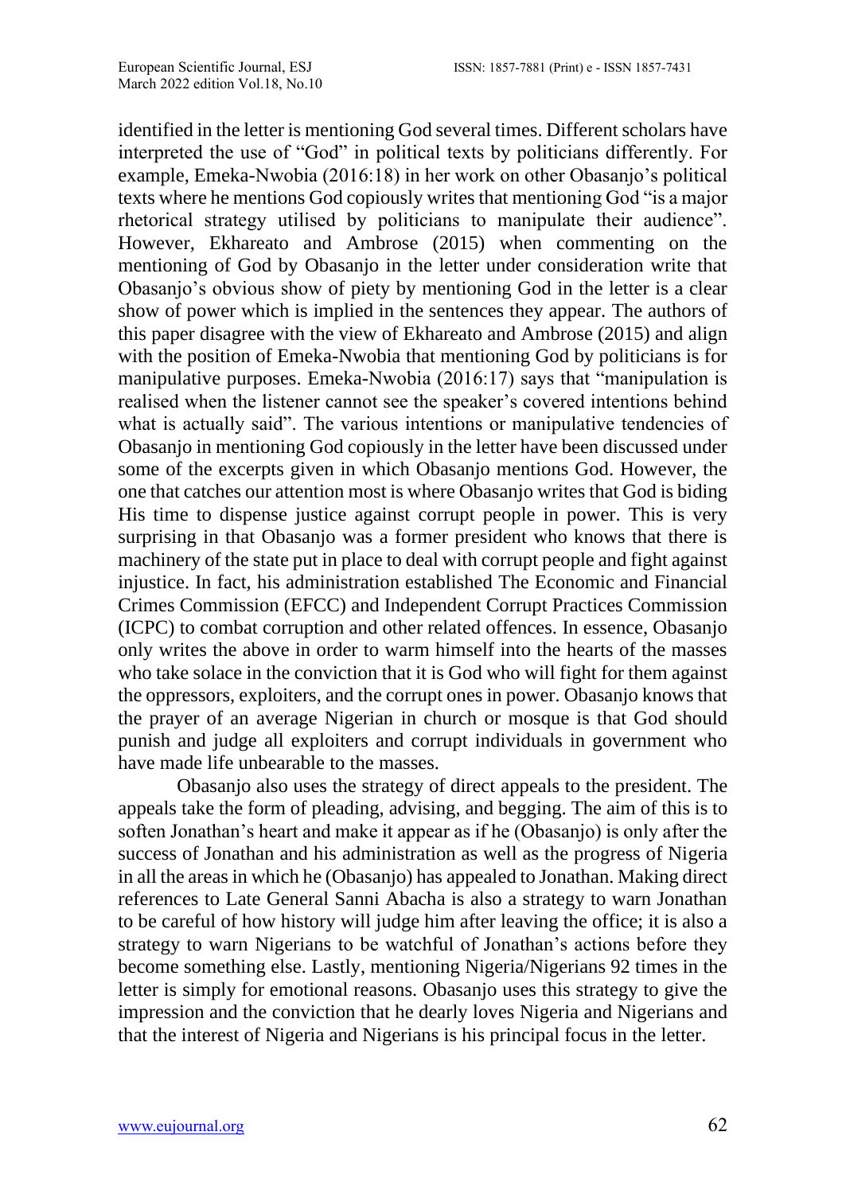identified in the letter is mentioning God several times. Different scholars have interpreted the use of "God" in political texts by politicians differently. For example, Emeka-Nwobia (2016:18) in her work on other Obasanjo's political texts where he mentions God copiously writes that mentioning God "is a major rhetorical strategy utilised by politicians to manipulate their audience". However, Ekhareato and Ambrose (2015) when commenting on the mentioning of God by Obasanjo in the letter under consideration write that Obasanjo's obvious show of piety by mentioning God in the letter is a clear show of power which is implied in the sentences they appear. The authors of this paper disagree with the view of Ekhareato and Ambrose (2015) and align with the position of Emeka-Nwobia that mentioning God by politicians is for manipulative purposes. Emeka-Nwobia (2016:17) says that "manipulation is realised when the listener cannot see the speaker's covered intentions behind what is actually said". The various intentions or manipulative tendencies of Obasanjo in mentioning God copiously in the letter have been discussed under some of the excerpts given in which Obasanjo mentions God. However, the one that catches our attention most is where Obasanjo writes that God is biding His time to dispense justice against corrupt people in power. This is very surprising in that Obasanjo was a former president who knows that there is machinery of the state put in place to deal with corrupt people and fight against injustice. In fact, his administration established The Economic and Financial Crimes Commission (EFCC) and Independent Corrupt Practices Commission (ICPC) to combat corruption and other related offences. In essence, Obasanjo only writes the above in order to warm himself into the hearts of the masses who take solace in the conviction that it is God who will fight for them against the oppressors, exploiters, and the corrupt ones in power. Obasanjo knows that the prayer of an average Nigerian in church or mosque is that God should punish and judge all exploiters and corrupt individuals in government who have made life unbearable to the masses.

Obasanjo also uses the strategy of direct appeals to the president. The appeals take the form of pleading, advising, and begging. The aim of this is to soften Jonathan's heart and make it appear as if he (Obasanjo) is only after the success of Jonathan and his administration as well as the progress of Nigeria in all the areas in which he (Obasanjo) has appealed to Jonathan. Making direct references to Late General Sanni Abacha is also a strategy to warn Jonathan to be careful of how history will judge him after leaving the office; it is also a strategy to warn Nigerians to be watchful of Jonathan's actions before they become something else. Lastly, mentioning Nigeria/Nigerians 92 times in the letter is simply for emotional reasons. Obasanjo uses this strategy to give the impression and the conviction that he dearly loves Nigeria and Nigerians and that the interest of Nigeria and Nigerians is his principal focus in the letter.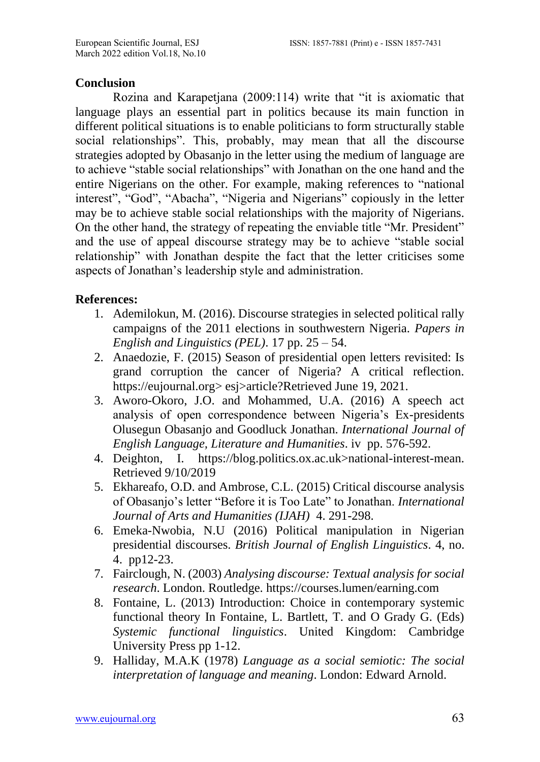## Conclusion

Rozina and Karapetjana (2009:114) write that "it is axiomatic that language plays an essential part in politics because its main function in different political situations is to enable politicians to form structurally stable social relationships". This, probably, may mean that all the discourse strategies adopted by Obasanjo in the letter using the medium of language are to achieve "stable social relationships" with Jonathan on the one hand and the entire Nigerians on the other. For example, making references to "national interest", "God", "Abacha", "Nigeria and Nigerians" copiously in the letter may be to achieve stable social relationships with the majority of Nigerians. On the other hand, the strategy of repeating the enviable title "Mr. President" and the use of appeal discourse strategy may be to achieve "stable social relationship" with Jonathan despite the fact that the letter criticises some aspects of Jonathan's leadership style and administration.

## References:

1. Ademilokun, M. (2016). Discourse strategies in selected political rally campaigns of the 2011 elections in southwestern Nigeria. *Papers in English and Linguistics (PEL)*. 17 pp. 25 – 54.
2. Anaedozie, F. (2015) Season of presidential open letters revisited: Is grand corruption the cancer of Nigeria? A critical reflection. https://eujournal.org> esj>article?Retrieved June 19, 2021.
3. Aworo-Okoro, J.O. and Mohammed, U.A. (2016) A speech act analysis of open correspondence between Nigeria's Ex-presidents Olusegun Obasanjo and Goodluck Jonathan. *International Journal of English Language, Literature and Humanities*. iv pp. 576-592.
4. Deighton, I. https://blog.politics.ox.ac.uk>national-interest-mean. Retrieved 9/10/2019
5. Ekhareafo, O.D. and Ambrose, C.L. (2015) Critical discourse analysis of Obasanjo's letter "Before it is Too Late" to Jonathan. *International Journal of Arts and Humanities (IJAH)* 4. 291-298.
6. Emeka-Nwobia, N.U (2016) Political manipulation in Nigerian presidential discourses. *British Journal of English Linguistics*. 4, no. 4. pp12-23.
7. Fairclough, N. (2003) *Analysing discourse: Textual analysis for social research*. London. Routledge. https://courses.lumen/earning.com
8. Fontaine, L. (2013) Introduction: Choice in contemporary systemic functional theory In Fontaine, L. Bartlett, T. and O Grady G. (Eds) *Systemic functional linguistics*. United Kingdom: Cambridge University Press pp 1-12.
9. Halliday, M.A.K (1978) *Language as a social semiotic: The social interpretation of language and meaning*. London: Edward Arnold.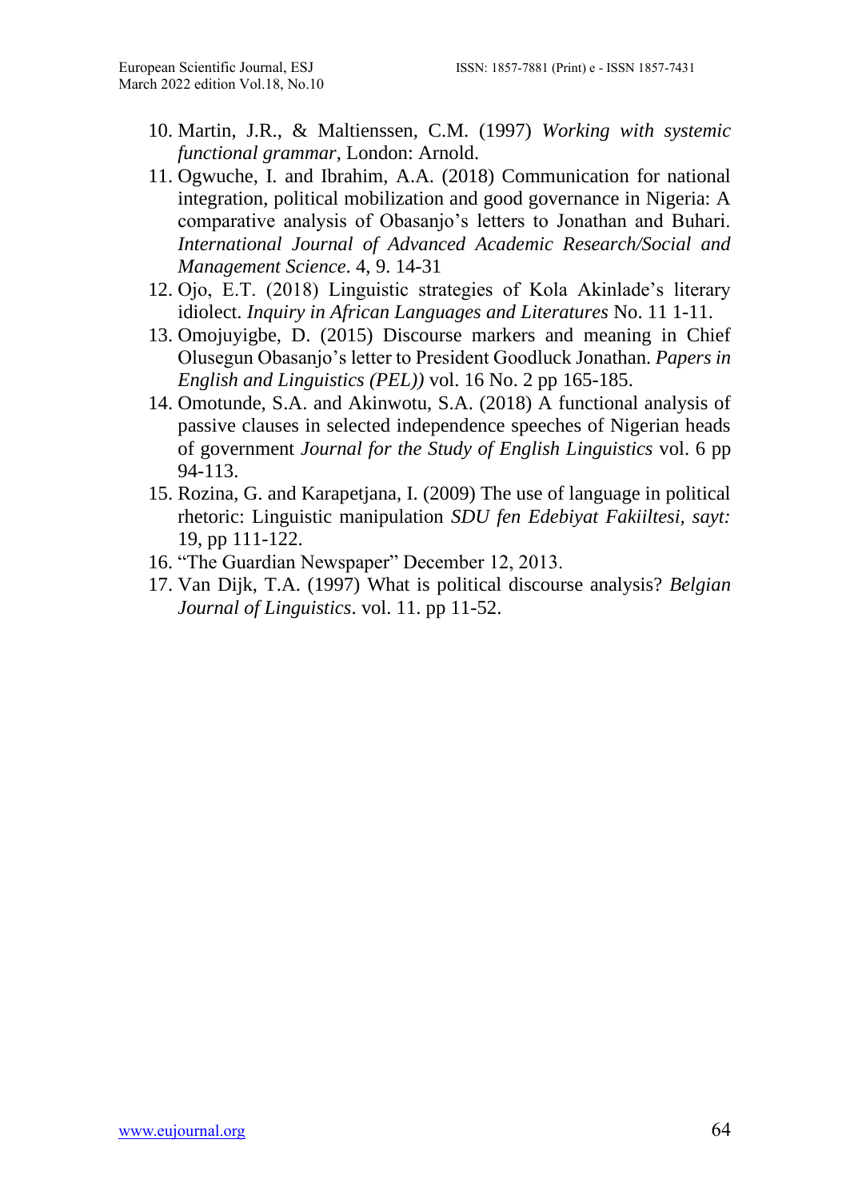10. Martin, J.R., & Maltienssen, C.M. (1997) *Working with systemic functional grammar*, London: Arnold.
11. Ogwuche, I. and Ibrahim, A.A. (2018) Communication for national integration, political mobilization and good governance in Nigeria: A comparative analysis of Obasanjo's letters to Jonathan and Buhari. *International Journal of Advanced Academic Research/Social and Management Science*. 4, 9. 14-31
12. Ojo, E.T. (2018) Linguistic strategies of Kola Akinlade's literary idiolect. *Inquiry in African Languages and Literatures* No. 11 1-11.
13. Omojuyigbe, D. (2015) Discourse markers and meaning in Chief Olusegun Obasanjo's letter to President Goodluck Jonathan. *Papers in English and Linguistics (PEL))* vol. 16 No. 2 pp 165-185.
14. Omotunde, S.A. and Akinwotu, S.A. (2018) A functional analysis of passive clauses in selected independence speeches of Nigerian heads of government *Journal for the Study of English Linguistics* vol. 6 pp 94-113.
15. Rozina, G. and Karapetjana, I. (2009) The use of language in political rhetoric: Linguistic manipulation *SDU fen Edebiyat Fakiiltesi, sayt:* 19, pp 111-122.
16. "The Guardian Newspaper" December 12, 2013.
17. Van Dijk, T.A. (1997) What is political discourse analysis? *Belgian Journal of Linguistics*. vol. 11. pp 11-52.